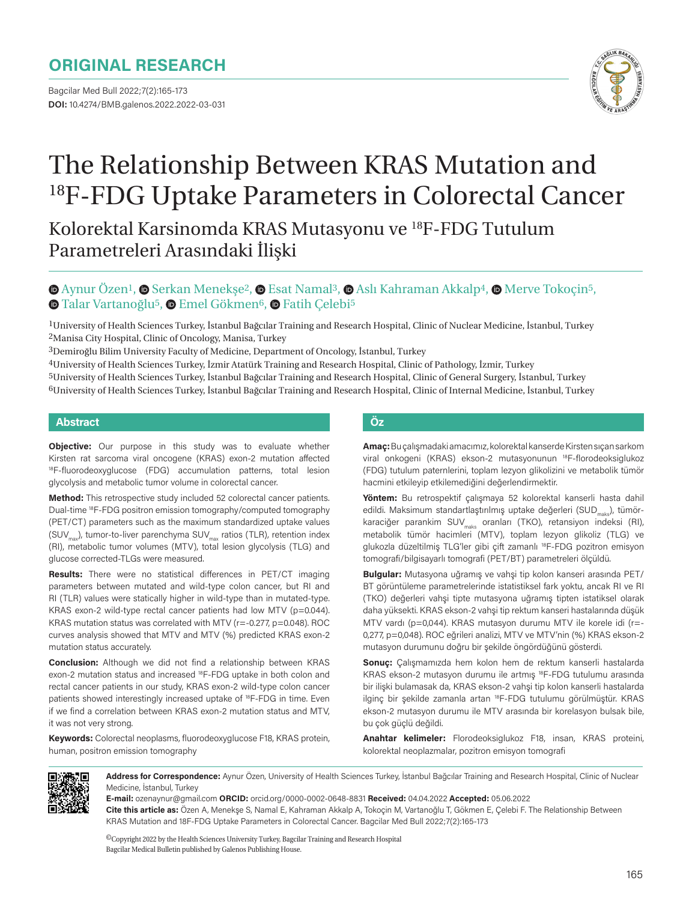ORIGINAL RESEARCH

DOI: 10.4274/BMB.galenos.2022.2022-03-031

# The Relationship Between KRAS Mutation and $^{18}$F-FDG Uptake Parameters in Colorectal Cancer

## Kolorektal Karsinomda KRAS Mutasyonu ve $^{18}$F-FDG Tutulum Parametreleri Arasındaki İlişki

Aynur Özen[1], Serkan Menekşe[2], Esat Namal[3], Aslı Kahraman Akkalp[4], Merve Tokoçin[5], Talar Vartanoğlu[5], Emel Gökmen[6], Fatih Çelebi[5]

[1]University of Health Sciences Turkey, İstanbul Bağcılar Training and Research Hospital, Clinic of Nuclear Medicine, İstanbul, Turkey
[2]Manisa City Hospital, Clinic of Oncology, Manisa, Turkey
[3]Demiroğlu Bilim University Faculty of Medicine, Department of Oncology, İstanbul, Turkey
[4]University of Health Sciences Turkey, İzmir Atatürk Training and Research Hospital, Clinic of Pathology, İzmir, Turkey
[5]University of Health Sciences Turkey, İstanbul Bağcılar Training and Research Hospital, Clinic of General Surgery, İstanbul, Turkey
[6]University of Health Sciences Turkey, İstanbul Bağcılar Training and Research Hospital, Clinic of Internal Medicine, İstanbul, Turkey

### Abstract

**Objective:** Our purpose in this study was to evaluate whether Kirsten rat sarcoma viral oncogene (KRAS) exon-2 mutation affected $^{18}$F-fluorodeoxyglucose (FDG) accumulation patterns, total lesion glycolysis and metabolic tumor volume in colorectal cancer.

**Method:** This retrospective study included 52 colorectal cancer patients. Dual-time $^{18}$F-FDG positron emission tomography/computed tomography (PET/CT) parameters such as the maximum standardized uptake values ($SUV_{max}$), tumor-to-liver parenchyma $SUV_{max}$ ratios (TLR), retention index (RI), metabolic tumor volumes (MTV), total lesion glycolysis (TLG) and glucose corrected-TLGs were measured.

**Results:** There were no statistical differences in PET/CT imaging parameters between mutated and wild-type colon cancer, but RI and RI (TLR) values were statically higher in wild-type than in mutated-type. KRAS exon-2 wild-type rectal cancer patients had low MTV (p=0.044). KRAS mutation status was correlated with MTV (r=-0.277, p=0.048). ROC curves analysis showed that MTV and MTV (%) predicted KRAS exon-2 mutation status accurately.

**Conclusion:** Although we did not find a relationship between KRAS exon-2 mutation status and increased $^{18}$F-FDG uptake in both colon and rectal cancer patients in our study, KRAS exon-2 wild-type colon cancer patients showed interestingly increased uptake of $^{18}$F-FDG in time. Even if we find a correlation between KRAS exon-2 mutation status and MTV, it was not very strong.

**Keywords:** Colorectal neoplasms, fluorodeoxyglucose F18, KRAS protein, human, positron emission tomography

### Öz

**Amaç:** Bu çalışmadaki amacımız, kolorektal kanserde Kirsten sıçan sarkom viral onkogeni (KRAS) ekson-2 mutasyonunun $^{18}$F-florodeoksiglukoz (FDG) tutulum paternlerini, toplam lezyon glikolizini ve metabolik tümör hacmini etkileyip etkilemediğini değerlendirmektir.

**Yöntem:** Bu retrospektif çalışmaya 52 kolorektal kanserli hasta dahil edildi. Maksimum standartlaştırılmış uptake değerleri ($SUD_{maks}$), tümör-karaciğer parankim $SUV_{maks}$ oranları (TKO), retansiyon indeksi (RI), metabolik tümör hacimleri (MTV), toplam lezyon glikoliz (TLG) ve glukozla düzeltilmiş TLG'ler gibi çift zamanlı $^{18}$F-FDG pozitron emisyon tomografi/bilgisayarlı tomografi (PET/BT) parametreleri ölçüldü.

**Bulgular:** Mutasyona uğramış ve vahşi tip kolon kanseri arasında PET/BT görüntüleme parametrelerinde istatistiksel fark yoktu, ancak RI ve RI (TKO) değerleri vahşi tipte mutasyona uğramış tipten istatiksel olarak daha yüksekti. KRAS ekson-2 vahşi tip rektum kanseri hastalarında düşük MTV vardı (p=0,044). KRAS mutasyon durumu MTV ile korele idi (r=-0,277, p=0,048). ROC eğrileri analizi, MTV ve MTV'nin (%) KRAS ekson-2 mutasyon durumunu doğru bir şekilde öngördüğünü gösterdi.

**Sonuç:** Çalışmamızda hem kolon hem de rektum kanserli hastalarda KRAS ekson-2 mutasyon durumu ile artmış $^{18}$F-FDG tutulumu arasında bir ilişki bulamasak da, KRAS ekson-2 vahşi tip kolon kanserli hastalarda ilginç bir şekilde zamanla artan $^{18}$F-FDG tutulumu görülmüştür. KRAS ekson-2 mutasyon durumu ile MTV arasında bir korelasyon bulsak bile, bu çok güçlü değildi.

**Anahtar kelimeler:** Florodeoksiglukoz F18, insan, KRAS proteini, kolorektal neoplazmalar, pozitron emisyon tomografi

**Address for Correspondence:** Aynur Özen, University of Health Sciences Turkey, İstanbul Bağcılar Training and Research Hospital, Clinic of Nuclear Medicine, İstanbul, Turkey
**E-mail:** ozenaynur@gmail.com **ORCID:** orcid.org/0000-0002-0648-8831 **Received:** 04.04.2022 **Accepted:** 05.06.2022
**Cite this article as:** Özen A, Menekşe S, Namal E, Kahraman Akkalp A, Tokoçin M, Vartanoğlu T, Gökmen E, Çelebi F. The Relationship Between KRAS Mutation and 18F-FDG Uptake Parameters in Colorectal Cancer. Bagcilar Med Bull 2022;7(2):165-173

©Copyright 2022 by the Health Sciences University Turkey, Bagcilar Training and Research Hospital
Bagcilar Medical Bulletin published by Galenos Publishing House.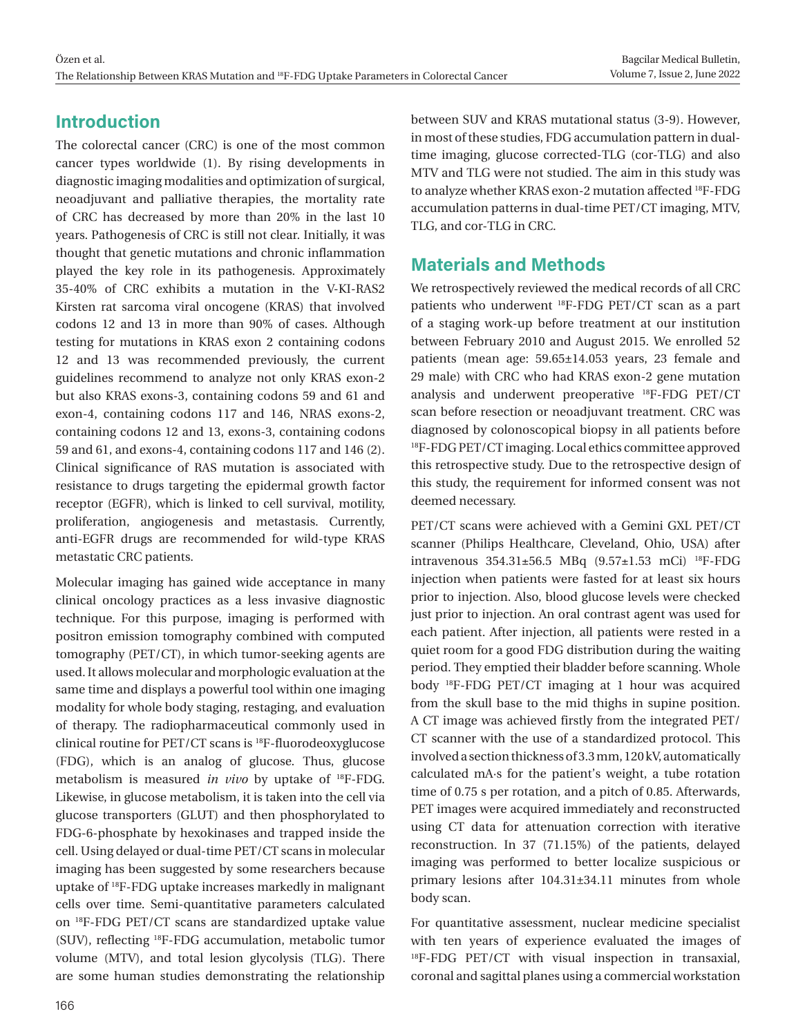## Introduction

The colorectal cancer (CRC) is one of the most common cancer types worldwide (1). By rising developments in diagnostic imaging modalities and optimization of surgical, neoadjuvant and palliative therapies, the mortality rate of CRC has decreased by more than 20% in the last 10 years. Pathogenesis of CRC is still not clear. Initially, it was thought that genetic mutations and chronic inflammation played the key role in its pathogenesis. Approximately 35-40% of CRC exhibits a mutation in the V-KI-RAS2 Kirsten rat sarcoma viral oncogene (KRAS) that involved codons 12 and 13 in more than 90% of cases. Although testing for mutations in KRAS exon 2 containing codons 12 and 13 was recommended previously, the current guidelines recommend to analyze not only KRAS exon-2 but also KRAS exons-3, containing codons 59 and 61 and exon-4, containing codons 117 and 146, NRAS exons-2, containing codons 12 and 13, exons-3, containing codons 59 and 61, and exons-4, containing codons 117 and 146 (2). Clinical significance of RAS mutation is associated with resistance to drugs targeting the epidermal growth factor receptor (EGFR), which is linked to cell survival, motility, proliferation, angiogenesis and metastasis. Currently, anti-EGFR drugs are recommended for wild-type KRAS metastatic CRC patients.

Molecular imaging has gained wide acceptance in many clinical oncology practices as a less invasive diagnostic technique. For this purpose, imaging is performed with positron emission tomography combined with computed tomography (PET/CT), in which tumor-seeking agents are used. It allows molecular and morphologic evaluation at the same time and displays a powerful tool within one imaging modality for whole body staging, restaging, and evaluation of therapy. The radiopharmaceutical commonly used in clinical routine for PET/CT scans is $^{18}$F-fluorodeoxyglucose (FDG), which is an analog of glucose. Thus, glucose metabolism is measured *in vivo* by uptake of $^{18}$F-FDG. Likewise, in glucose metabolism, it is taken into the cell via glucose transporters (GLUT) and then phosphorylated to FDG-6-phosphate by hexokinases and trapped inside the cell. Using delayed or dual-time PET/CT scans in molecular imaging has been suggested by some researchers because uptake of $^{18}$F-FDG uptake increases markedly in malignant cells over time. Semi-quantitative parameters calculated on $^{18}$F-FDG PET/CT scans are standardized uptake value (SUV), reflecting $^{18}$F-FDG accumulation, metabolic tumor volume (MTV), and total lesion glycolysis (TLG). There are some human studies demonstrating the relationship between SUV and KRAS mutational status (3-9). However, in most of these studies, FDG accumulation pattern in dual-time imaging, glucose corrected-TLG (cor-TLG) and also MTV and TLG were not studied. The aim in this study was to analyze whether KRAS exon-2 mutation affected $^{18}$F-FDG accumulation patterns in dual-time PET/CT imaging, MTV, TLG, and cor-TLG in CRC.

## Materials and Methods

We retrospectively reviewed the medical records of all CRC patients who underwent $^{18}$F-FDG PET/CT scan as a part of a staging work-up before treatment at our institution between February 2010 and August 2015. We enrolled 52 patients (mean age: 59.65±14.053 years, 23 female and 29 male) with CRC who had KRAS exon-2 gene mutation analysis and underwent preoperative $^{18}$F-FDG PET/CT scan before resection or neoadjuvant treatment. CRC was diagnosed by colonoscopical biopsy in all patients before $^{18}$F-FDG PET/CT imaging. Local ethics committee approved this retrospective study. Due to the retrospective design of this study, the requirement for informed consent was not deemed necessary.

PET/CT scans were achieved with a Gemini GXL PET/CT scanner (Philips Healthcare, Cleveland, Ohio, USA) after intravenous 354.31±56.5 MBq (9.57±1.53 mCi) $^{18}$F-FDG injection when patients were fasted for at least six hours prior to injection. Also, blood glucose levels were checked just prior to injection. An oral contrast agent was used for each patient. After injection, all patients were rested in a quiet room for a good FDG distribution during the waiting period. They emptied their bladder before scanning. Whole body $^{18}$F-FDG PET/CT imaging at 1 hour was acquired from the skull base to the mid thighs in supine position. A CT image was achieved firstly from the integrated PET/CT scanner with the use of a standardized protocol. This involved a section thickness of 3.3 mm, 120 kV, automatically calculated mA·s for the patient's weight, a tube rotation time of 0.75 s per rotation, and a pitch of 0.85. Afterwards, PET images were acquired immediately and reconstructed using CT data for attenuation correction with iterative reconstruction. In 37 (71.15%) of the patients, delayed imaging was performed to better localize suspicious or primary lesions after 104.31±34.11 minutes from whole body scan.

For quantitative assessment, nuclear medicine specialist with ten years of experience evaluated the images of $^{18}$F-FDG PET/CT with visual inspection in transaxial, coronal and sagittal planes using a commercial workstation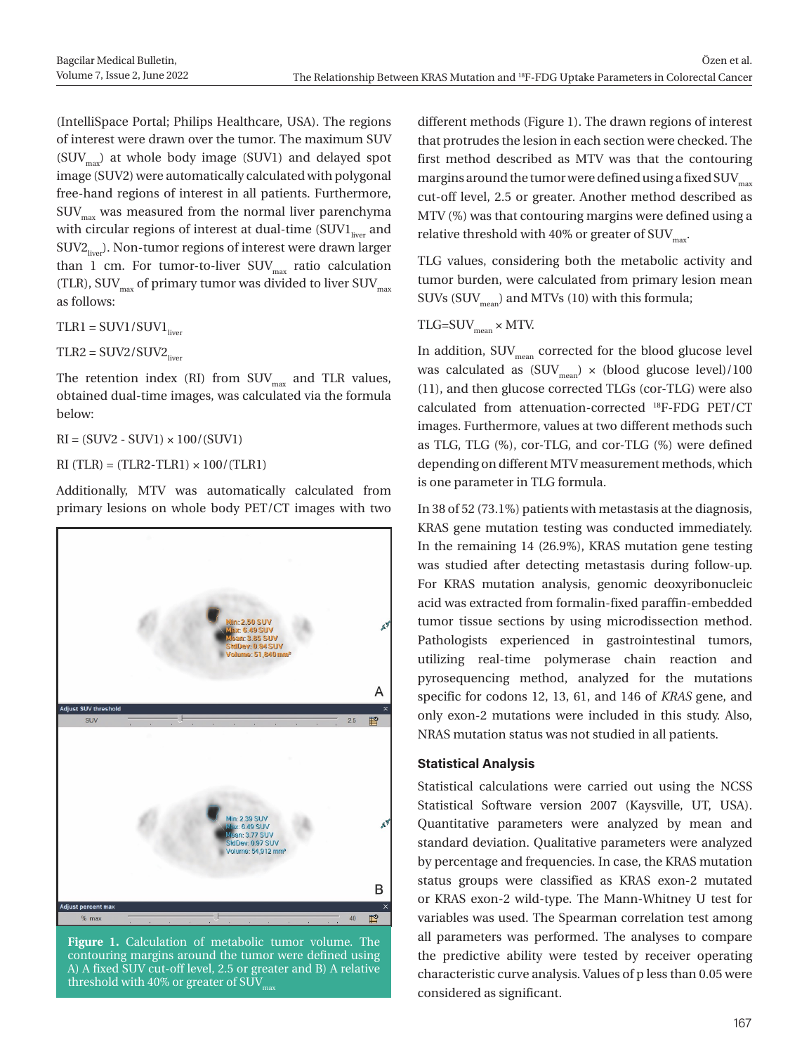(IntelliSpace Portal; Philips Healthcare, USA). The regions of interest were drawn over the tumor. The maximum SUV ($SUV_{max}$) at whole body image (SUV1) and delayed spot image (SUV2) were automatically calculated with polygonal free-hand regions of interest in all patients. Furthermore, $SUV_{max}$ was measured from the normal liver parenchyma with circular regions of interest at dual-time ($SUV1_{liver}$ and $SUV2_{liver}$). Non-tumor regions of interest were drawn larger than 1 cm. For tumor-to-liver $SUV_{max}$ ratio calculation (TLR), $SUV_{max}$ of primary tumor was divided to liver $SUV_{max}$ as follows:

$TLR1 = SUV1/SUV1_{liver}$

$TLR2 = SUV2/SUV2_{liver}$

The retention index (RI) from $SUV_{max}$ and TLR values, obtained dual-time images, was calculated via the formula below:

$RI = (SUV2 - SUV1) \times 100/(SUV1)$

$RI\ (TLR) = (TLR2-TLR1) \times 100/(TLR1)$

Additionally, MTV was automatically calculated from primary lesions on whole body PET/CT images with two different methods (Figure 1). The drawn regions of interest that protrudes the lesion in each section were checked. The first method described as MTV was that the contouring margins around the tumor were defined using a fixed $SUV_{max}$ cut-off level, 2.5 or greater. Another method described as MTV (%) was that contouring margins were defined using a relative threshold with 40% or greater of $SUV_{max}$.

**Figure 1.** Calculation of metabolic tumor volume. The contouring margins around the tumor were defined using A) A fixed SUV cut-off level, 2.5 or greater and B) A relative threshold with 40% or greater of $SUV_{max}$

TLG values, considering both the metabolic activity and tumor burden, were calculated from primary lesion mean SUVs ($SUV_{mean}$) and MTVs (10) with this formula;

$TLG = SUV_{mean} \times MTV.$

In addition, $SUV_{mean}$ corrected for the blood glucose level was calculated as ($SUV_{mean}$) × (blood glucose level)/100 (11), and then glucose corrected TLGs (cor-TLG) were also calculated from attenuation-corrected $^{18}$F-FDG PET/CT images. Furthermore, values at two different methods such as TLG, TLG (%), cor-TLG, and cor-TLG (%) were defined depending on different MTV measurement methods, which is one parameter in TLG formula.

In 38 of 52 (73.1%) patients with metastasis at the diagnosis, KRAS gene mutation testing was conducted immediately. In the remaining 14 (26.9%), KRAS mutation gene testing was studied after detecting metastasis during follow-up. For KRAS mutation analysis, genomic deoxyribonucleic acid was extracted from formalin-fixed paraffin-embedded tumor tissue sections by using microdissection method. Pathologists experienced in gastrointestinal tumors, utilizing real-time polymerase chain reaction and pyrosequencing method, analyzed for the mutations specific for codons 12, 13, 61, and 146 of *KRAS* gene, and only exon-2 mutations were included in this study. Also, NRAS mutation status was not studied in all patients.

### Statistical Analysis

Statistical calculations were carried out using the NCSS Statistical Software version 2007 (Kaysville, UT, USA). Quantitative parameters were analyzed by mean and standard deviation. Qualitative parameters were analyzed by percentage and frequencies. In case, the KRAS mutation status groups were classified as KRAS exon-2 mutated or KRAS exon-2 wild-type. The Mann-Whitney U test for variables was used. The Spearman correlation test among all parameters was performed. The analyses to compare the predictive ability were tested by receiver operating characteristic curve analysis. Values of p less than 0.05 were considered as significant.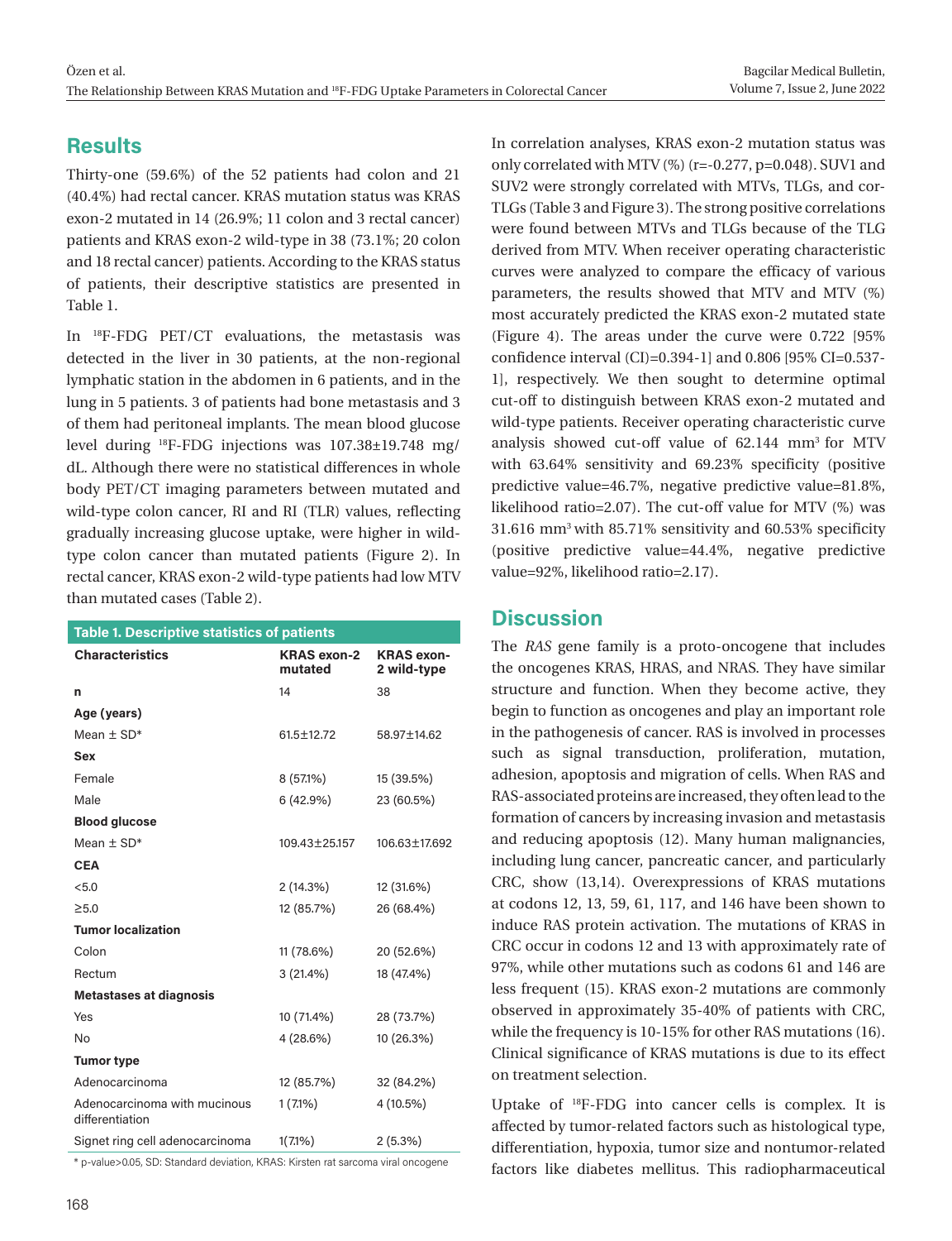## Results

Thirty-one (59.6%) of the 52 patients had colon and 21 (40.4%) had rectal cancer. KRAS mutation status was KRAS exon-2 mutated in 14 (26.9%; 11 colon and 3 rectal cancer) patients and KRAS exon-2 wild-type in 38 (73.1%; 20 colon and 18 rectal cancer) patients. According to the KRAS status of patients, their descriptive statistics are presented in Table 1.

In $^{18}$F-FDG PET/CT evaluations, the metastasis was detected in the liver in 30 patients, at the non-regional lymphatic station in the abdomen in 6 patients, and in the lung in 5 patients. 3 of patients had bone metastasis and 3 of them had peritoneal implants. The mean blood glucose level during $^{18}$F-FDG injections was 107.38±19.748 mg/dL. Although there were no statistical differences in whole body PET/CT imaging parameters between mutated and wild-type colon cancer, RI and RI (TLR) values, reflecting gradually increasing glucose uptake, were higher in wild-type colon cancer than mutated patients (Figure 2). In rectal cancer, KRAS exon-2 wild-type patients had low MTV than mutated cases (Table 2).

**Table 1. Descriptive statistics of patients**

| Characteristics | KRAS exon-2 mutated | KRAS exon-2 wild-type |
|---|---|---|
| n | 14 | 38 |
| **Age (years)** | | |
| Mean ± SD* | 61.5±12.72 | 58.97±14.62 |
| **Sex** | | |
| Female | 8 (57.1%) | 15 (39.5%) |
| Male | 6 (42.9%) | 23 (60.5%) |
| **Blood glucose** | | |
| Mean ± SD* | 109.43±25.157 | 106.63±17.692 |
| **CEA** | | |
| <5.0 | 2 (14.3%) | 12 (31.6%) |
| ≥5.0 | 12 (85.7%) | 26 (68.4%) |
| **Tumor localization** | | |
| Colon | 11 (78.6%) | 20 (52.6%) |
| Rectum | 3 (21.4%) | 18 (47.4%) |
| **Metastases at diagnosis** | | |
| Yes | 10 (71.4%) | 28 (73.7%) |
| No | 4 (28.6%) | 10 (26.3%) |
| **Tumor type** | | |
| Adenocarcinoma | 12 (85.7%) | 32 (84.2%) |
| Adenocarcinoma with mucinous differentiation | 1 (7.1%) | 4 (10.5%) |
| Signet ring cell adenocarcinoma | 1(7.1%) | 2 (5.3%) |

\* p-value>0.05, SD: Standard deviation, KRAS: Kirsten rat sarcoma viral oncogene

In correlation analyses, KRAS exon-2 mutation status was only correlated with MTV (%) (r=-0.277, p=0.048). SUV1 and SUV2 were strongly correlated with MTVs, TLGs, and cor-TLGs (Table 3 and Figure 3). The strong positive correlations were found between MTVs and TLGs because of the TLG derived from MTV. When receiver operating characteristic curves were analyzed to compare the efficacy of various parameters, the results showed that MTV and MTV (%) most accurately predicted the KRAS exon-2 mutated state (Figure 4). The areas under the curve were 0.722 [95% confidence interval (CI)=0.394-1] and 0.806 [95% CI=0.537-1], respectively. We then sought to determine optimal cut-off to distinguish between KRAS exon-2 mutated and wild-type patients. Receiver operating characteristic curve analysis showed cut-off value of 62.144 mm$^3$ for MTV with 63.64% sensitivity and 69.23% specificity (positive predictive value=46.7%, negative predictive value=81.8%, likelihood ratio=2.07). The cut-off value for MTV (%) was 31.616 mm$^3$ with 85.71% sensitivity and 60.53% specificity (positive predictive value=44.4%, negative predictive value=92%, likelihood ratio=2.17).

## Discussion

The *RAS* gene family is a proto-oncogene that includes the oncogenes KRAS, HRAS, and NRAS. They have similar structure and function. When they become active, they begin to function as oncogenes and play an important role in the pathogenesis of cancer. RAS is involved in processes such as signal transduction, proliferation, mutation, adhesion, apoptosis and migration of cells. When RAS and RAS-associated proteins are increased, they often lead to the formation of cancers by increasing invasion and metastasis and reducing apoptosis (12). Many human malignancies, including lung cancer, pancreatic cancer, and particularly CRC, show (13,14). Overexpressions of KRAS mutations at codons 12, 13, 59, 61, 117, and 146 have been shown to induce RAS protein activation. The mutations of KRAS in CRC occur in codons 12 and 13 with approximately rate of 97%, while other mutations such as codons 61 and 146 are less frequent (15). KRAS exon-2 mutations are commonly observed in approximately 35-40% of patients with CRC, while the frequency is 10-15% for other RAS mutations (16). Clinical significance of KRAS mutations is due to its effect on treatment selection.

Uptake of $^{18}$F-FDG into cancer cells is complex. It is affected by tumor-related factors such as histological type, differentiation, hypoxia, tumor size and nontumor-related factors like diabetes mellitus. This radiopharmaceutical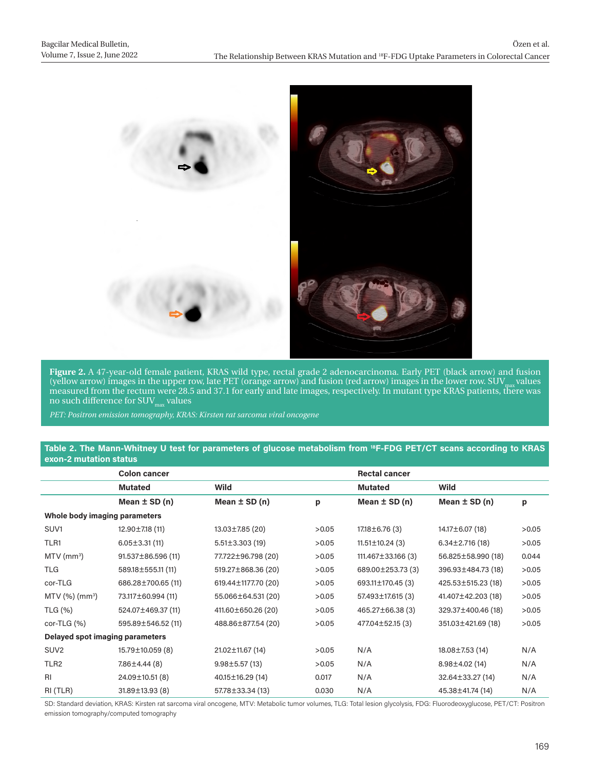**Figure 2.** A 47-year-old female patient, KRAS wild type, rectal grade 2 adenocarcinoma. Early PET (black arrow) and fusion (yellow arrow) images in the upper row, late PET (orange arrow) and fusion (red arrow) images in the lower row. $SUV_{max}$ values measured from the rectum were 28.5 and 37.1 for early and late images, respectively. In mutant type KRAS patients, there was no such difference for $SUV_{max}$ values

*PET: Positron emission tomography, KRAS: Kirsten rat sarcoma viral oncogene*

**Table 2. The Mann-Whitney U test for parameters of glucose metabolism from $^{18}$F-FDG PET/CT scans according to KRAS exon-2 mutation status**

| | Colon cancer | | | Rectal cancer | | |
|---|---|---|---|---|---|---|
| | Mutated | Wild | | Mutated | Wild | |
| | Mean ± SD (n) | Mean ± SD (n) | p | Mean ± SD (n) | Mean ± SD (n) | p |
| **Whole body imaging parameters** | | | | | | |
| SUV1 | 12.90±7.18 (11) | 13.03±7.85 (20) | >0.05 | 17.18±6.76 (3) | 14.17±6.07 (18) | >0.05 |
| TLR1 | 6.05±3.31 (11) | 5.51±3.303 (19) | >0.05 | 11.51±10.24 (3) | 6.34±2.716 (18) | >0.05 |
| MTV (mm$^3$) | 91.537±86.596 (11) | 77.722±96.798 (20) | >0.05 | 111.467±33.166 (3) | 56.825±58.990 (18) | 0.044 |
| TLG | 589.18±555.11 (11) | 519.27±868.36 (20) | >0.05 | 689.00±253.73 (3) | 396.93±484.73 (18) | >0.05 |
| cor-TLG | 686.28±700.65 (11) | 619.44±1177.70 (20) | >0.05 | 693.11±170.45 (3) | 425.53±515.23 (18) | >0.05 |
| MTV (%) (mm$^3$) | 73.117±60.994 (11) | 55.066±64.531 (20) | >0.05 | 57.493±17.615 (3) | 41.407±42.203 (18) | >0.05 |
| TLG (%) | 524.07±469.37 (11) | 411.60±650.26 (20) | >0.05 | 465.27±66.38 (3) | 329.37±400.46 (18) | >0.05 |
| cor-TLG (%) | 595.89±546.52 (11) | 488.86±877.54 (20) | >0.05 | 477.04±52.15 (3) | 351.03±421.69 (18) | >0.05 |
| **Delayed spot imaging parameters** | | | | | | |
| SUV2 | 15.79±10.059 (8) | 21.02±11.67 (14) | >0.05 | N/A | 18.08±7.53 (14) | N/A |
| TLR2 | 7.86±4.44 (8) | 9.98±5.57 (13) | >0.05 | N/A | 8.98±4.02 (14) | N/A |
| RI | 24.09±10.51 (8) | 40.15±16.29 (14) | 0.017 | N/A | 32.64±33.27 (14) | N/A |
| RI (TLR) | 31.89±13.93 (8) | 57.78±33.34 (13) | 0.030 | N/A | 45.38±41.74 (14) | N/A |

SD: Standard deviation, KRAS: Kirsten rat sarcoma viral oncogene, MTV: Metabolic tumor volumes, TLG: Total lesion glycolysis, FDG: Fluorodeoxyglucose, PET/CT: Positron emission tomography/computed tomography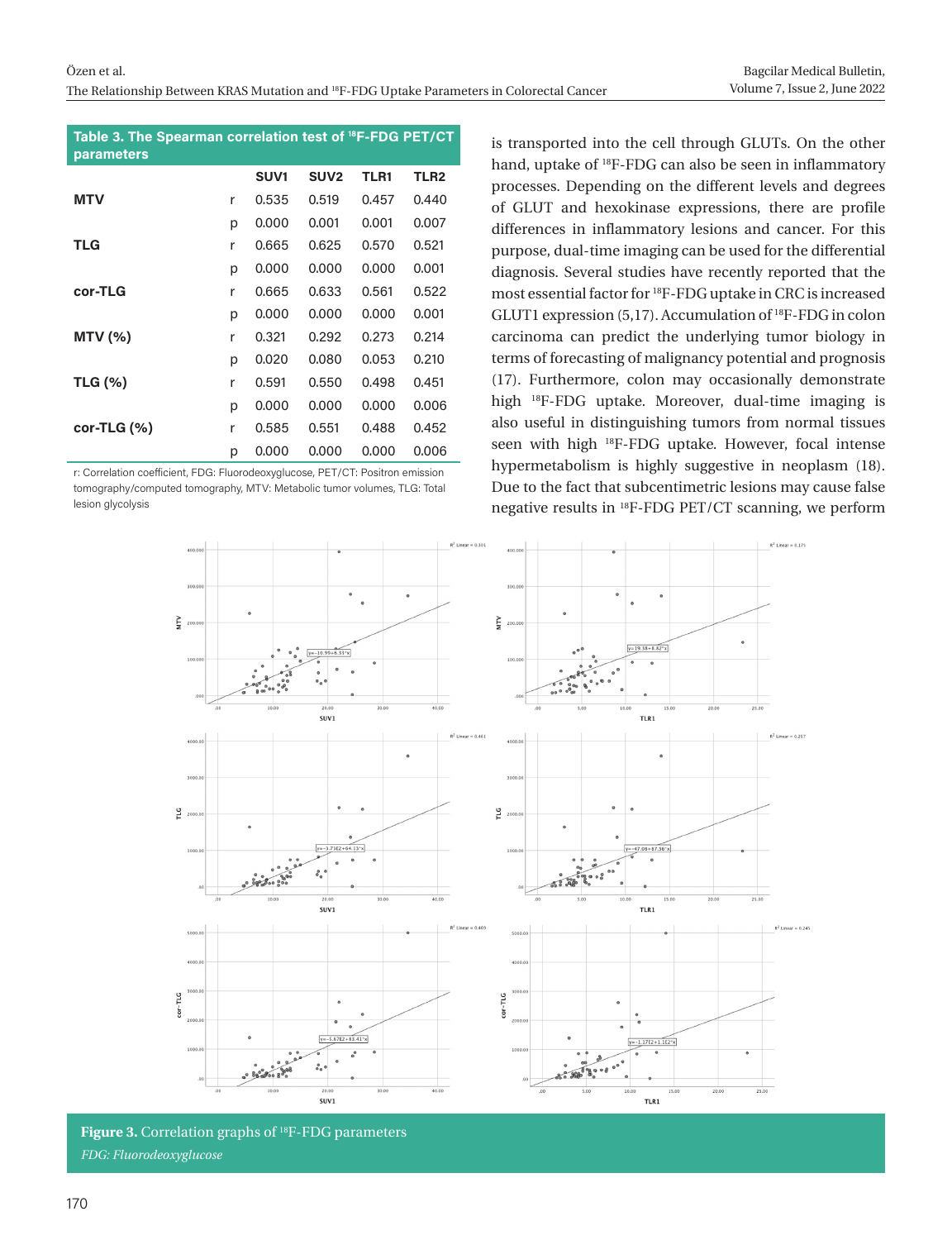**Table 3. The Spearman correlation test of $^{18}$F-FDG PET/CT parameters**

| | | SUV1 | SUV2 | TLR1 | TLR2 |
|---|---|---|---|---|---|
| **MTV** | r | 0.535 | 0.519 | 0.457 | 0.440 |
| | p | 0.000 | 0.001 | 0.001 | 0.007 |
| **TLG** | r | 0.665 | 0.625 | 0.570 | 0.521 |
| | p | 0.000 | 0.000 | 0.000 | 0.001 |
| **cor-TLG** | r | 0.665 | 0.633 | 0.561 | 0.522 |
| | p | 0.000 | 0.000 | 0.000 | 0.001 |
| **MTV (%)** | r | 0.321 | 0.292 | 0.273 | 0.214 |
| | p | 0.020 | 0.080 | 0.053 | 0.210 |
| **TLG (%)** | r | 0.591 | 0.550 | 0.498 | 0.451 |
| | p | 0.000 | 0.000 | 0.000 | 0.006 |
| **cor-TLG (%)** | r | 0.585 | 0.551 | 0.488 | 0.452 |
| | p | 0.000 | 0.000 | 0.000 | 0.006 |

r: Correlation coefficient, FDG: Fluorodeoxyglucose, PET/CT: Positron emission tomography/computed tomography, MTV: Metabolic tumor volumes, TLG: Total lesion glycolysis

is transported into the cell through GLUTs. On the other hand, uptake of $^{18}$F-FDG can also be seen in inflammatory processes. Depending on the different levels and degrees of GLUT and hexokinase expressions, there are profile differences in inflammatory lesions and cancer. For this purpose, dual-time imaging can be used for the differential diagnosis. Several studies have recently reported that the most essential factor for $^{18}$F-FDG uptake in CRC is increased GLUT1 expression (5,17). Accumulation of $^{18}$F-FDG in colon carcinoma can predict the underlying tumor biology in terms of forecasting of malignancy potential and prognosis (17). Furthermore, colon may occasionally demonstrate high $^{18}$F-FDG uptake. Moreover, dual-time imaging is also useful in distinguishing tumors from normal tissues seen with high $^{18}$F-FDG uptake. However, focal intense hypermetabolism is highly suggestive in neoplasm (18). Due to the fact that subcentimetric lesions may cause false negative results in $^{18}$F-FDG PET/CT scanning, we perform

**Figure 3.** Correlation graphs of $^{18}$F-FDG parameters

*FDG: Fluorodeoxyglucose*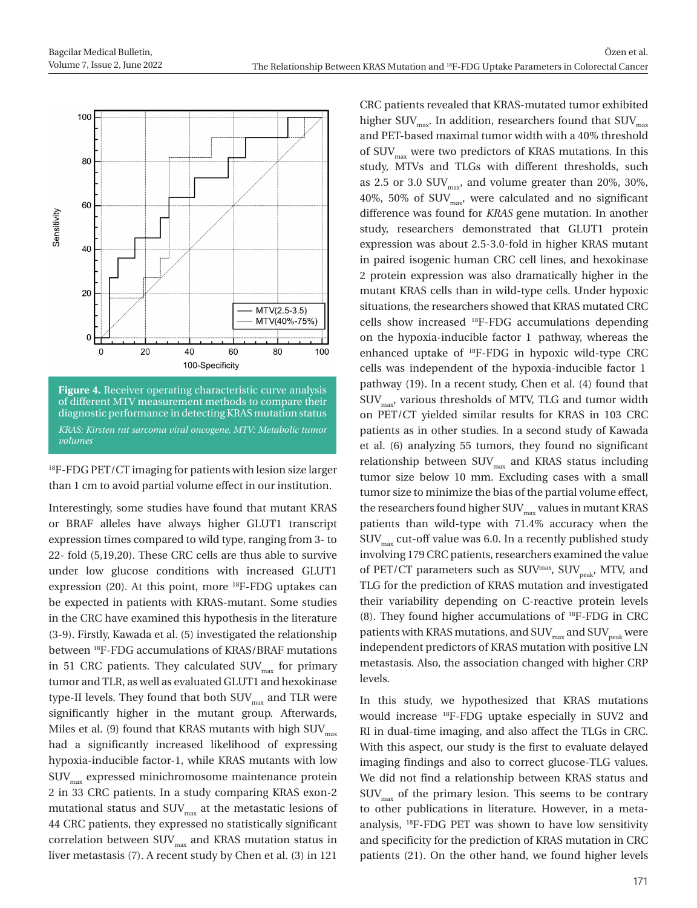**Figure 4.** Receiver operating characteristic curve analysis of different MTV measurement methods to compare their diagnostic performance in detecting KRAS mutation status

*KRAS: Kirsten rat sarcoma viral oncogene, MTV: Metabolic tumor volumes*

$^{18}$F-FDG PET/CT imaging for patients with lesion size larger than 1 cm to avoid partial volume effect in our institution.

Interestingly, some studies have found that mutant KRAS or BRAF alleles have always higher GLUT1 transcript expression times compared to wild type, ranging from 3- to 22- fold (5,19,20). These CRC cells are thus able to survive under low glucose conditions with increased GLUT1 expression (20). At this point, more $^{18}$F-FDG uptakes can be expected in patients with KRAS-mutant. Some studies in the CRC have examined this hypothesis in the literature (3-9). Firstly, Kawada et al. (5) investigated the relationship between $^{18}$F-FDG accumulations of KRAS/BRAF mutations in 51 CRC patients. They calculated $SUV_{max}$ for primary tumor and TLR, as well as evaluated GLUT1 and hexokinase type-II levels. They found that both $SUV_{max}$ and TLR were significantly higher in the mutant group. Afterwards, Miles et al. (9) found that KRAS mutants with high $SUV_{max}$ had a significantly increased likelihood of expressing hypoxia-inducible factor-1, while KRAS mutants with low $SUV_{max}$ expressed minichromosome maintenance protein 2 in 33 CRC patients. In a study comparing KRAS exon-2 mutational status and $SUV_{max}$ at the metastatic lesions of 44 CRC patients, they expressed no statistically significant correlation between $SUV_{max}$ and KRAS mutation status in liver metastasis (7). A recent study by Chen et al. (3) in 121 CRC patients revealed that KRAS-mutated tumor exhibited higher $SUV_{max}$. In addition, researchers found that $SUV_{max}$ and PET-based maximal tumor width with a 40% threshold of $SUV_{max}$ were two predictors of KRAS mutations. In this study, MTVs and TLGs with different thresholds, such as 2.5 or 3.0 $SUV_{max}$, and volume greater than 20%, 30%, 40%, 50% of $SUV_{max}$, were calculated and no significant difference was found for *KRAS* gene mutation. In another study, researchers demonstrated that GLUT1 protein expression was about 2.5-3.0-fold in higher KRAS mutant in paired isogenic human CRC cell lines, and hexokinase 2 protein expression was also dramatically higher in the mutant KRAS cells than in wild-type cells. Under hypoxic situations, the researchers showed that KRAS mutated CRC cells show increased $^{18}$F-FDG accumulations depending on the hypoxia-inducible factor 1 pathway, whereas the enhanced uptake of $^{18}$F-FDG in hypoxic wild-type CRC cells was independent of the hypoxia-inducible factor 1 pathway (19). In a recent study, Chen et al. (4) found that $SUV_{max}$, various thresholds of MTV, TLG and tumor width on PET/CT yielded similar results for KRAS in 103 CRC patients as in other studies. In a second study of Kawada et al. (6) analyzing 55 tumors, they found no significant relationship between $SUV_{max}$ and KRAS status including tumor size below 10 mm. Excluding cases with a small tumor size to minimize the bias of the partial volume effect, the researchers found higher $SUV_{max}$ values in mutant KRAS patients than wild-type with 71.4% accuracy when the $SUV_{max}$ cut-off value was 6.0. In a recently published study involving 179 CRC patients, researchers examined the value of PET/CT parameters such as $SUV^{max}$, $SUV_{peak}$, MTV, and TLG for the prediction of KRAS mutation and investigated their variability depending on C-reactive protein levels (8). They found higher accumulations of $^{18}$F-FDG in CRC patients with KRAS mutations, and $SUV_{max}$ and $SUV_{peak}$ were independent predictors of KRAS mutation with positive LN metastasis. Also, the association changed with higher CRP levels.

In this study, we hypothesized that KRAS mutations would increase $^{18}$F-FDG uptake especially in SUV2 and RI in dual-time imaging, and also affect the TLGs in CRC. With this aspect, our study is the first to evaluate delayed imaging findings and also to correct glucose-TLG values. We did not find a relationship between KRAS status and $SUV_{max}$ of the primary lesion. This seems to be contrary to other publications in literature. However, in a meta-analysis, $^{18}$F-FDG PET was shown to have low sensitivity and specificity for the prediction of KRAS mutation in CRC patients (21). On the other hand, we found higher levels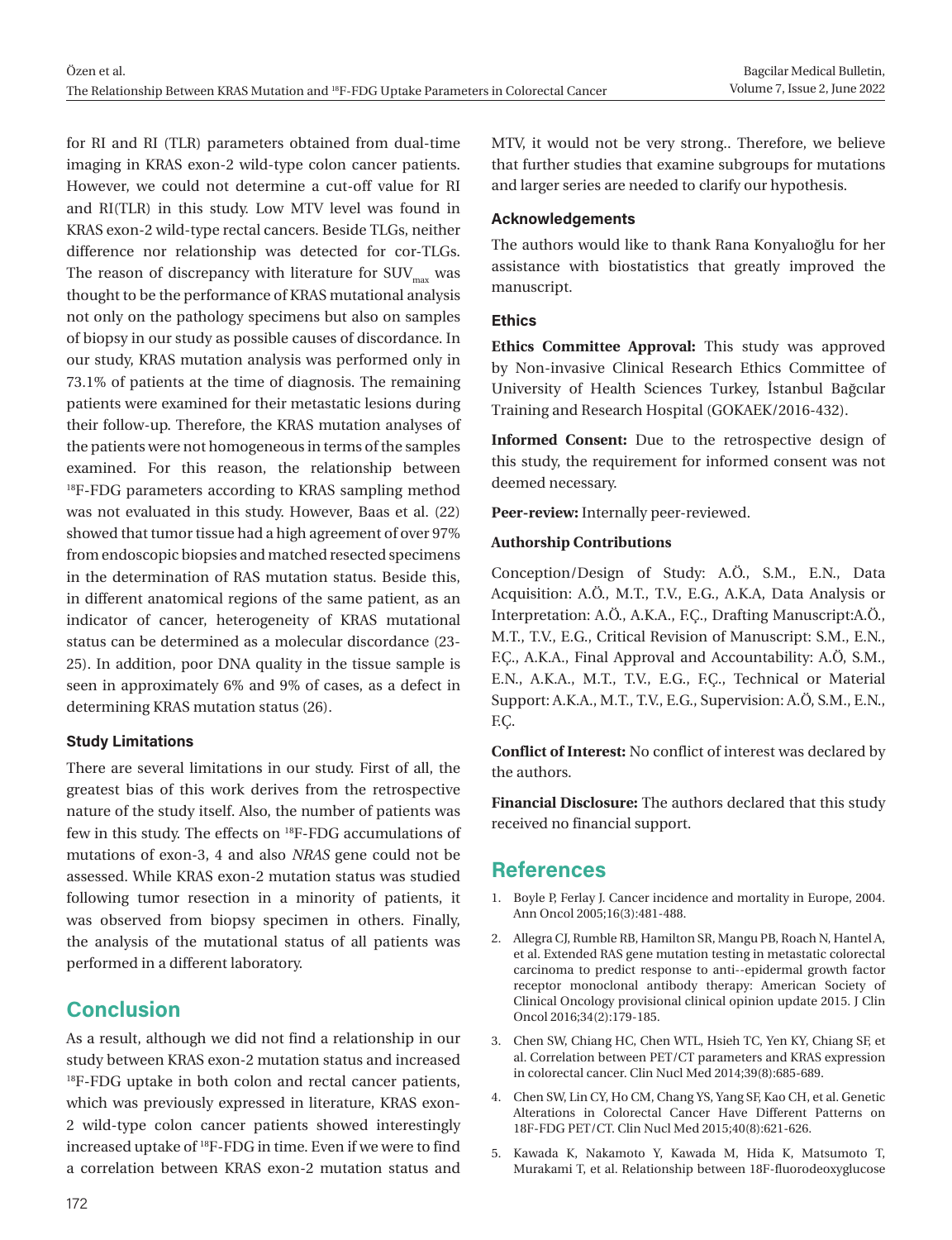for RI and RI (TLR) parameters obtained from dual-time imaging in KRAS exon-2 wild-type colon cancer patients. However, we could not determine a cut-off value for RI and RI(TLR) in this study. Low MTV level was found in KRAS exon-2 wild-type rectal cancers. Beside TLGs, neither difference nor relationship was detected for cor-TLGs. The reason of discrepancy with literature for $SUV_{max}$ was thought to be the performance of KRAS mutational analysis not only on the pathology specimens but also on samples of biopsy in our study as possible causes of discordance. In our study, KRAS mutation analysis was performed only in 73.1% of patients at the time of diagnosis. The remaining patients were examined for their metastatic lesions during their follow-up. Therefore, the KRAS mutation analyses of the patients were not homogeneous in terms of the samples examined. For this reason, the relationship between $^{18}$F-FDG parameters according to KRAS sampling method was not evaluated in this study. However, Baas et al. (22) showed that tumor tissue had a high agreement of over 97% from endoscopic biopsies and matched resected specimens in the determination of RAS mutation status. Beside this, in different anatomical regions of the same patient, as an indicator of cancer, heterogeneity of KRAS mutational status can be determined as a molecular discordance (23-25). In addition, poor DNA quality in the tissue sample is seen in approximately 6% and 9% of cases, as a defect in determining KRAS mutation status (26).

### Study Limitations

There are several limitations in our study. First of all, the greatest bias of this work derives from the retrospective nature of the study itself. Also, the number of patients was few in this study. The effects on $^{18}$F-FDG accumulations of mutations of exon-3, 4 and also *NRAS* gene could not be assessed. While KRAS exon-2 mutation status was studied following tumor resection in a minority of patients, it was observed from biopsy specimen in others. Finally, the analysis of the mutational status of all patients was performed in a different laboratory.

## Conclusion

As a result, although we did not find a relationship in our study between KRAS exon-2 mutation status and increased $^{18}$F-FDG uptake in both colon and rectal cancer patients, which was previously expressed in literature, KRAS exon-2 wild-type colon cancer patients showed interestingly increased uptake of $^{18}$F-FDG in time. Even if we were to find a correlation between KRAS exon-2 mutation status and MTV, it would not be very strong.. Therefore, we believe that further studies that examine subgroups for mutations and larger series are needed to clarify our hypothesis.

### Acknowledgements

The authors would like to thank Rana Konyalıoğlu for her assistance with biostatistics that greatly improved the manuscript.

### Ethics

**Ethics Committee Approval:** This study was approved by Non-invasive Clinical Research Ethics Committee of University of Health Sciences Turkey, İstanbul Bağcılar Training and Research Hospital (GOKAEK/2016-432).

**Informed Consent:** Due to the retrospective design of this study, the requirement for informed consent was not deemed necessary.

**Peer-review:** Internally peer-reviewed.

**Authorship Contributions**

Conception/Design of Study: A.Ö., S.M., E.N., Data Acquisition: A.Ö., M.T., T.V., E.G., A.K.A, Data Analysis or Interpretation: A.Ö., A.K.A., F.Ç., Drafting Manuscript:A.Ö., M.T., T.V., E.G., Critical Revision of Manuscript: S.M., E.N., F.Ç., A.K.A., Final Approval and Accountability: A.Ö, S.M., E.N., A.K.A., M.T., T.V., E.G., F.Ç., Technical or Material Support: A.K.A., M.T., T.V., E.G., Supervision: A.Ö, S.M., E.N., F.Ç.

**Conflict of Interest:** No conflict of interest was declared by the authors.

**Financial Disclosure:** The authors declared that this study received no financial support.

## References

1. Boyle P, Ferlay J. Cancer incidence and mortality in Europe, 2004. Ann Oncol 2005;16(3):481-488.
2. Allegra CJ, Rumble RB, Hamilton SR, Mangu PB, Roach N, Hantel A, et al. Extended RAS gene mutation testing in metastatic colorectal carcinoma to predict response to anti--epidermal growth factor receptor monoclonal antibody therapy: American Society of Clinical Oncology provisional clinical opinion update 2015. J Clin Oncol 2016;34(2):179-185.
3. Chen SW, Chiang HC, Chen WTL, Hsieh TC, Yen KY, Chiang SF, et al. Correlation between PET/CT parameters and KRAS expression in colorectal cancer. Clin Nucl Med 2014;39(8):685-689.
4. Chen SW, Lin CY, Ho CM, Chang YS, Yang SF, Kao CH, et al. Genetic Alterations in Colorectal Cancer Have Different Patterns on 18F-FDG PET/CT. Clin Nucl Med 2015;40(8):621-626.
5. Kawada K, Nakamoto Y, Kawada M, Hida K, Matsumoto T, Murakami T, et al. Relationship between 18F-fluorodeoxyglucose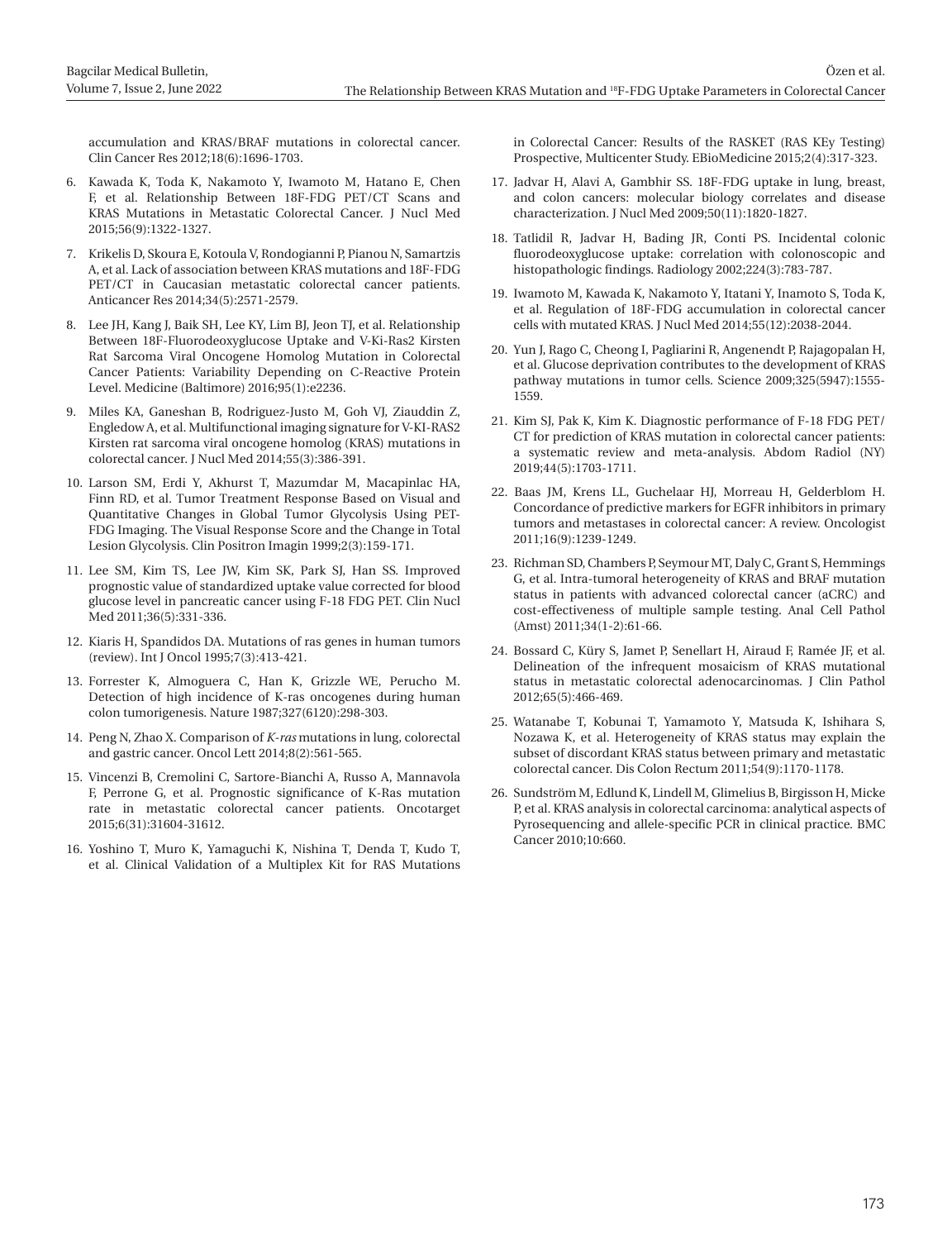accumulation and KRAS/BRAF mutations in colorectal cancer. Clin Cancer Res 2012;18(6):1696-1703.

6. Kawada K, Toda K, Nakamoto Y, Iwamoto M, Hatano E, Chen F, et al. Relationship Between 18F-FDG PET/CT Scans and KRAS Mutations in Metastatic Colorectal Cancer. J Nucl Med 2015;56(9):1322-1327.

7. Krikelis D, Skoura E, Kotoula V, Rondogianni P, Pianou N, Samartzis A, et al. Lack of association between KRAS mutations and 18F-FDG PET/CT in Caucasian metastatic colorectal cancer patients. Anticancer Res 2014;34(5):2571-2579.

8. Lee JH, Kang J, Baik SH, Lee KY, Lim BJ, Jeon TJ, et al. Relationship Between 18F-Fluorodeoxyglucose Uptake and V-Ki-Ras2 Kirsten Rat Sarcoma Viral Oncogene Homolog Mutation in Colorectal Cancer Patients: Variability Depending on C-Reactive Protein Level. Medicine (Baltimore) 2016;95(1):e2236.

9. Miles KA, Ganeshan B, Rodriguez-Justo M, Goh VJ, Ziauddin Z, Engledow A, et al. Multifunctional imaging signature for V-KI-RAS2 Kirsten rat sarcoma viral oncogene homolog (KRAS) mutations in colorectal cancer. J Nucl Med 2014;55(3):386-391.

10. Larson SM, Erdi Y, Akhurst T, Mazumdar M, Macapinlac HA, Finn RD, et al. Tumor Treatment Response Based on Visual and Quantitative Changes in Global Tumor Glycolysis Using PET-FDG Imaging. The Visual Response Score and the Change in Total Lesion Glycolysis. Clin Positron Imagin 1999;2(3):159-171.

11. Lee SM, Kim TS, Lee JW, Kim SK, Park SJ, Han SS. Improved prognostic value of standardized uptake value corrected for blood glucose level in pancreatic cancer using F-18 FDG PET. Clin Nucl Med 2011;36(5):331-336.

12. Kiaris H, Spandidos DA. Mutations of ras genes in human tumors (review). Int J Oncol 1995;7(3):413-421.

13. Forrester K, Almoguera C, Han K, Grizzle WE, Perucho M. Detection of high incidence of K-ras oncogenes during human colon tumorigenesis. Nature 1987;327(6120):298-303.

14. Peng N, Zhao X. Comparison of *K-ras* mutations in lung, colorectal and gastric cancer. Oncol Lett 2014;8(2):561-565.

15. Vincenzi B, Cremolini C, Sartore-Bianchi A, Russo A, Mannavola F, Perrone G, et al. Prognostic significance of K-Ras mutation rate in metastatic colorectal cancer patients. Oncotarget 2015;6(31):31604-31612.

16. Yoshino T, Muro K, Yamaguchi K, Nishina T, Denda T, Kudo T, et al. Clinical Validation of a Multiplex Kit for RAS Mutations in Colorectal Cancer: Results of the RASKET (RAS KEy Testing) Prospective, Multicenter Study. EBioMedicine 2015;2(4):317-323.

17. Jadvar H, Alavi A, Gambhir SS. 18F-FDG uptake in lung, breast, and colon cancers: molecular biology correlates and disease characterization. J Nucl Med 2009;50(11):1820-1827.

18. Tatlidil R, Jadvar H, Bading JR, Conti PS. Incidental colonic fluorodeoxyglucose uptake: correlation with colonoscopic and histopathologic findings. Radiology 2002;224(3):783-787.

19. Iwamoto M, Kawada K, Nakamoto Y, Itatani Y, Inamoto S, Toda K, et al. Regulation of 18F-FDG accumulation in colorectal cancer cells with mutated KRAS. J Nucl Med 2014;55(12):2038-2044.

20. Yun J, Rago C, Cheong I, Pagliarini R, Angenendt P, Rajagopalan H, et al. Glucose deprivation contributes to the development of KRAS pathway mutations in tumor cells. Science 2009;325(5947):1555-1559.

21. Kim SJ, Pak K, Kim K. Diagnostic performance of F-18 FDG PET/CT for prediction of KRAS mutation in colorectal cancer patients: a systematic review and meta-analysis. Abdom Radiol (NY) 2019;44(5):1703-1711.

22. Baas JM, Krens LL, Guchelaar HJ, Morreau H, Gelderblom H. Concordance of predictive markers for EGFR inhibitors in primary tumors and metastases in colorectal cancer: A review. Oncologist 2011;16(9):1239-1249.

23. Richman SD, Chambers P, Seymour MT, Daly C, Grant S, Hemmings G, et al. Intra-tumoral heterogeneity of KRAS and BRAF mutation status in patients with advanced colorectal cancer (aCRC) and cost-effectiveness of multiple sample testing. Anal Cell Pathol (Amst) 2011;34(1-2):61-66.

24. Bossard C, Küry S, Jamet P, Senellart H, Airaud F, Ramée JF, et al. Delineation of the infrequent mosaicism of KRAS mutational status in metastatic colorectal adenocarcinomas. J Clin Pathol 2012;65(5):466-469.

25. Watanabe T, Kobunai T, Yamamoto Y, Matsuda K, Ishihara S, Nozawa K, et al. Heterogeneity of KRAS status may explain the subset of discordant KRAS status between primary and metastatic colorectal cancer. Dis Colon Rectum 2011;54(9):1170-1178.

26. Sundström M, Edlund K, Lindell M, Glimelius B, Birgisson H, Micke P, et al. KRAS analysis in colorectal carcinoma: analytical aspects of Pyrosequencing and allele-specific PCR in clinical practice. BMC Cancer 2010;10:660.